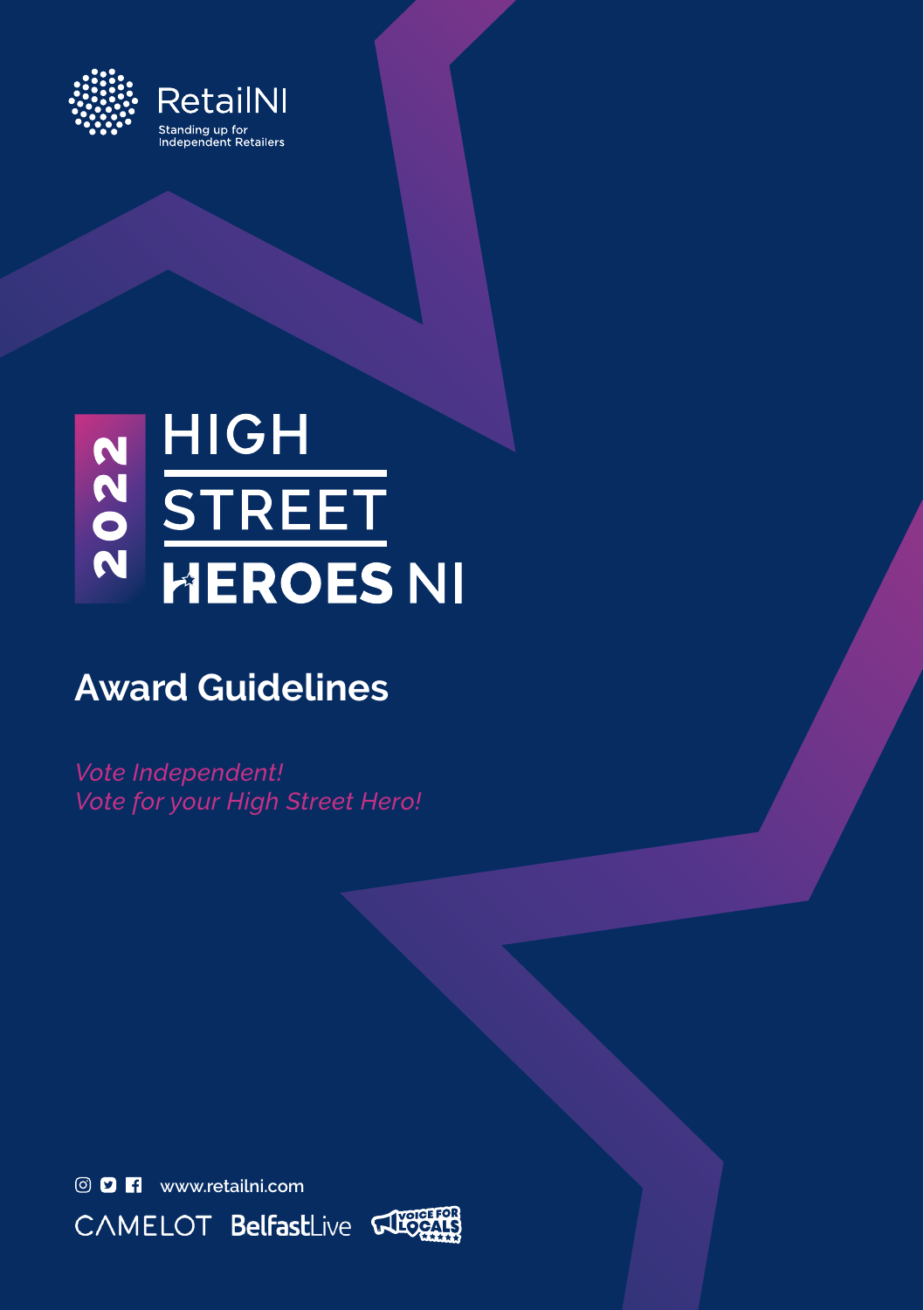RetailNI

Standing up for Independent Retailers

# 2022 HIGH STREET HEROES NI

## Award Guidelines

*Vote Independent!*
*Vote for your High Street Hero!*

www.retailni.com

CAMELOT BelfastLive VOICE FOR LOCALS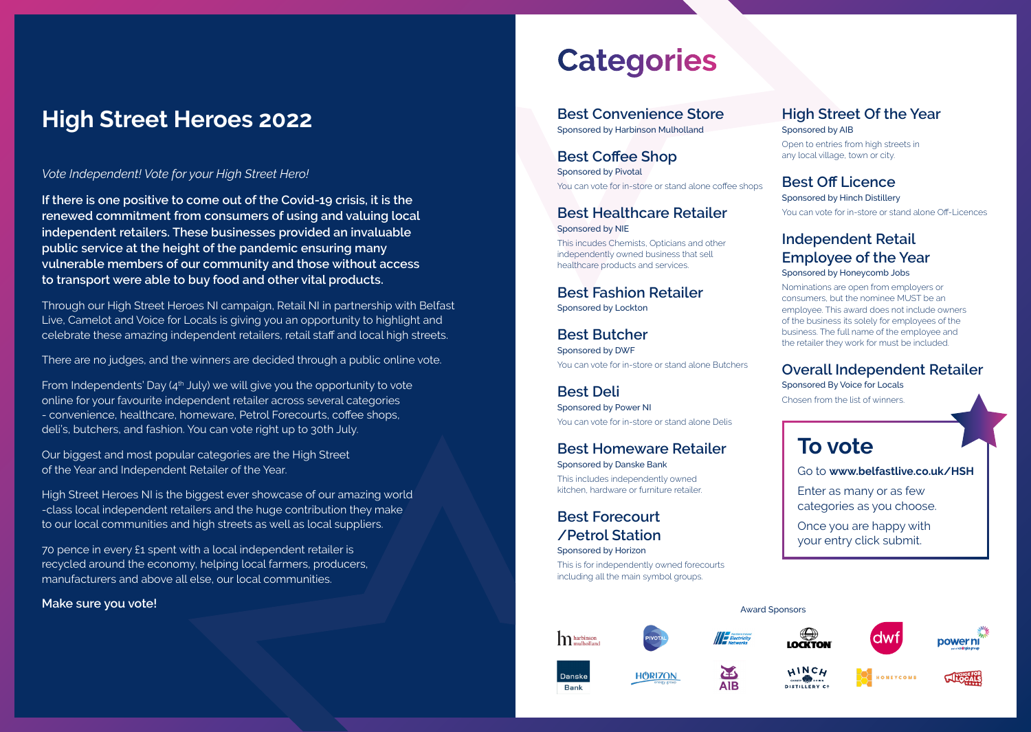# High Street Heroes 2022

*Vote Independent! Vote for your High Street Hero!*

**If there is one positive to come out of the Covid-19 crisis, it is the renewed commitment from consumers of using and valuing local independent retailers. These businesses provided an invaluable public service at the height of the pandemic ensuring many vulnerable members of our community and those without access to transport were able to buy food and other vital products.**

Through our High Street Heroes NI campaign, Retail NI in partnership with Belfast Live, Camelot and Voice for Locals is giving you an opportunity to highlight and celebrate these amazing independent retailers, retail staff and local high streets.

There are no judges, and the winners are decided through a public online vote.

From Independents' Day (4th July) we will give you the opportunity to vote online for your favourite independent retailer across several categories - convenience, healthcare, homeware, Petrol Forecourts, coffee shops, deli's, butchers, and fashion. You can vote right up to 30th July.

Our biggest and most popular categories are the High Street of the Year and Independent Retailer of the Year.

High Street Heroes NI is the biggest ever showcase of our amazing world -class local independent retailers and the huge contribution they make to our local communities and high streets as well as local suppliers.

70 pence in every £1 spent with a local independent retailer is recycled around the economy, helping local farmers, producers, manufacturers and above all else, our local communities.

**Make sure you vote!**

# Categories

## Best Convenience Store
Sponsored by Harbinson Mulholland

## Best Coffee Shop
Sponsored by Pivotal

You can vote for in-store or stand alone coffee shops

## Best Healthcare Retailer
Sponsored by NIE

This incudes Chemists, Opticians and other independently owned business that sell healthcare products and services.

## Best Fashion Retailer
Sponsored by Lockton

## Best Butcher
Sponsored by DWF

You can vote for in-store or stand alone Butchers

## Best Deli
Sponsored by Power NI

You can vote for in-store or stand alone Delis

## Best Homeware Retailer
Sponsored by Danske Bank

This includes independently owned kitchen, hardware or furniture retailer.

## Best Forecourt /Petrol Station
Sponsored by Horizon

This is for independently owned forecourts including all the main symbol groups.

## High Street Of the Year
Sponsored by AIB

Open to entries from high streets in any local village, town or city.

## Best Off Licence
Sponsored by Hinch Distillery

You can vote for in-store or stand alone Off-Licences

## Independent Retail Employee of the Year
Sponsored by Honeycomb Jobs

Nominations are open from employers or consumers, but the nominee MUST be an employee. This award does not include owners of the business its solely for employees of the business. The full name of the employee and the retailer they work for must be included.

## Overall Independent Retailer
Sponsored By Voice for Locals

Chosen from the list of winners.

## To vote

Go to **www.belfastlive.co.uk/HSH**

Enter as many or as few categories as you choose.

Once you are happy with your entry click submit.

Award Sponsors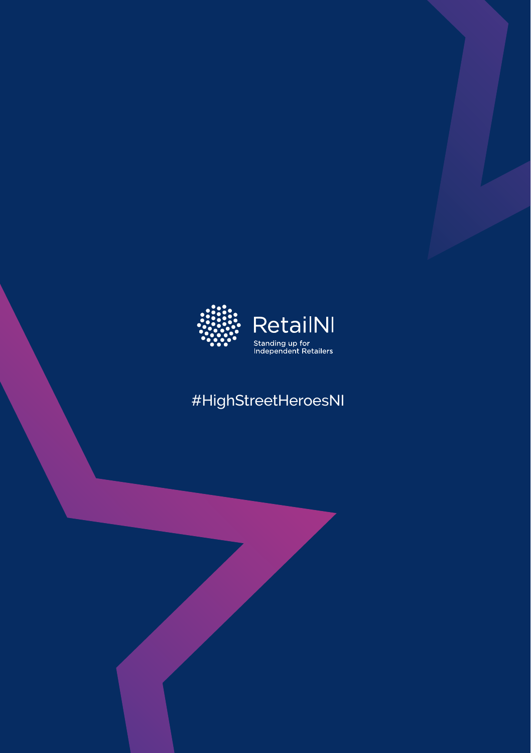RetailNI

Standing up for
Independent Retailers

#HighStreetHeroesNI